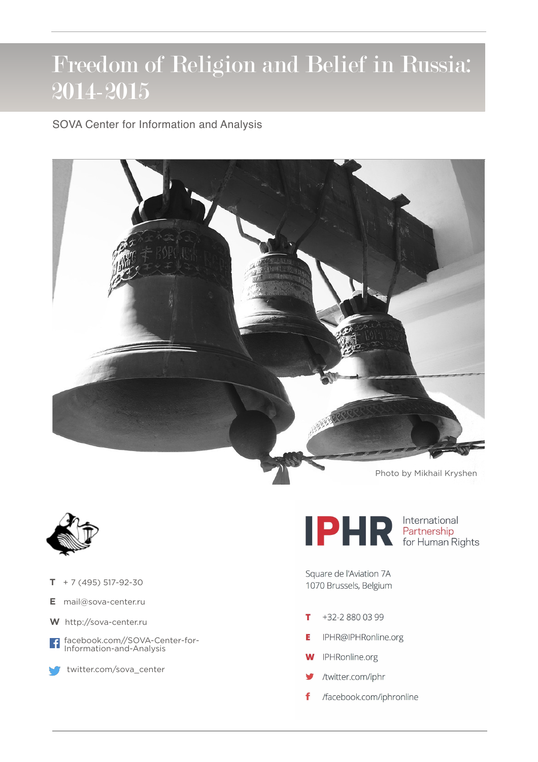# Freedom of Religion and Belief in Russia: 2014-2015

SOVA Center for Information and Analysis

Photo by Mikhail Kryshen

**T** + 7 (495) 517-92-30

**E** mail@sova-center.ru

**W** http://sova-center.ru

facebook.com//SOVA-Center-for-Information-and-Analysis

twitter.com/sova_center

**IPHR** International Partnership for Human Rights

Square de l'Aviation 7A
1070 Brussels, Belgium

**T** +32-2 880 03 99

**E** IPHR@IPHRonline.org

**W** IPHRonline.org

/twitter.com/iphr

/facebook.com/iphronline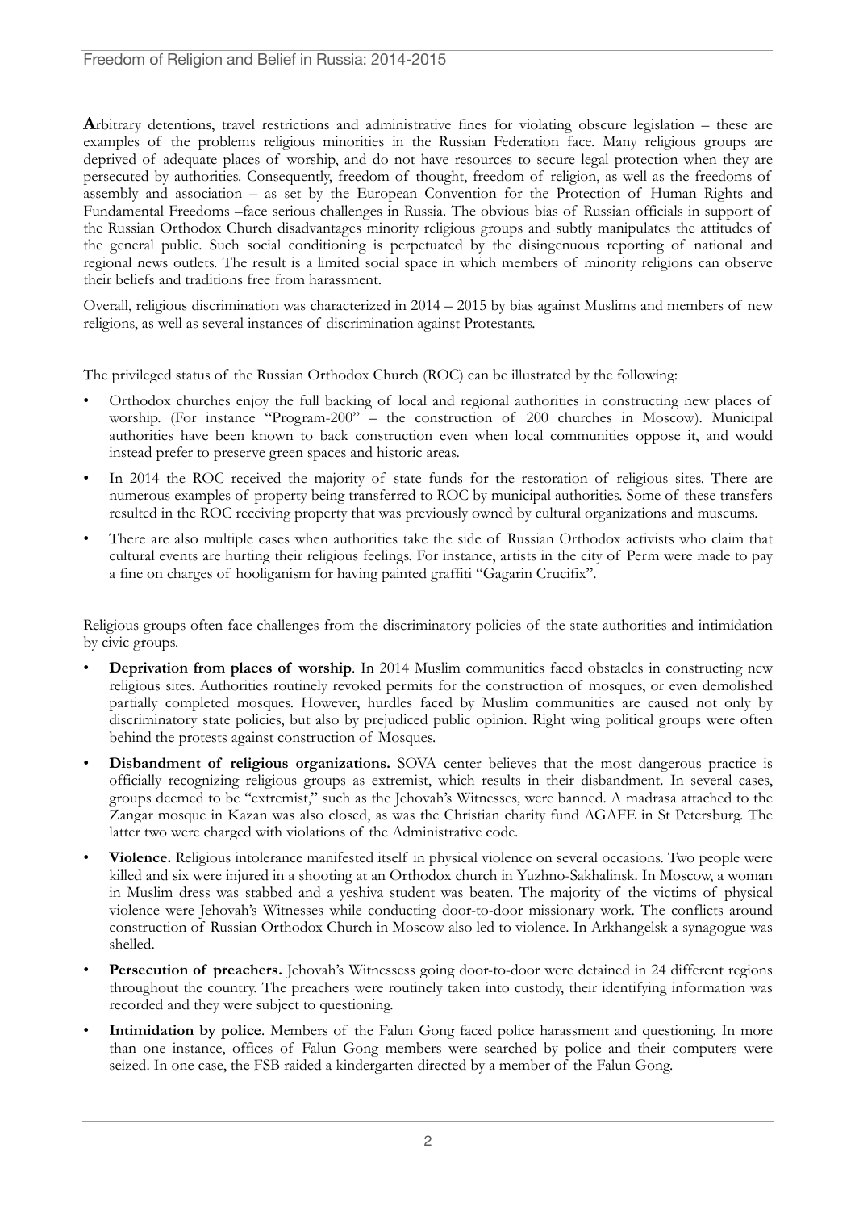**A**rbitrary detentions, travel restrictions and administrative fines for violating obscure legislation – these are examples of the problems religious minorities in the Russian Federation face. Many religious groups are deprived of adequate places of worship, and do not have resources to secure legal protection when they are persecuted by authorities. Consequently, freedom of thought, freedom of religion, as well as the freedoms of assembly and association – as set by the European Convention for the Protection of Human Rights and Fundamental Freedoms –face serious challenges in Russia. The obvious bias of Russian officials in support of the Russian Orthodox Church disadvantages minority religious groups and subtly manipulates the attitudes of the general public. Such social conditioning is perpetuated by the disingenuous reporting of national and regional news outlets. The result is a limited social space in which members of minority religions can observe their beliefs and traditions free from harassment.

Overall, religious discrimination was characterized in 2014 – 2015 by bias against Muslims and members of new religions, as well as several instances of discrimination against Protestants.

The privileged status of the Russian Orthodox Church (ROC) can be illustrated by the following:

- Orthodox churches enjoy the full backing of local and regional authorities in constructing new places of worship. (For instance "Program-200" – the construction of 200 churches in Moscow). Municipal authorities have been known to back construction even when local communities oppose it, and would instead prefer to preserve green spaces and historic areas.
- In 2014 the ROC received the majority of state funds for the restoration of religious sites. There are numerous examples of property being transferred to ROC by municipal authorities. Some of these transfers resulted in the ROC receiving property that was previously owned by cultural organizations and museums.
- There are also multiple cases when authorities take the side of Russian Orthodox activists who claim that cultural events are hurting their religious feelings. For instance, artists in the city of Perm were made to pay a fine on charges of hooliganism for having painted graffiti "Gagarin Crucifix".

Religious groups often face challenges from the discriminatory policies of the state authorities and intimidation by civic groups.

- **Deprivation from places of worship**. In 2014 Muslim communities faced obstacles in constructing new religious sites. Authorities routinely revoked permits for the construction of mosques, or even demolished partially completed mosques. However, hurdles faced by Muslim communities are caused not only by discriminatory state policies, but also by prejudiced public opinion. Right wing political groups were often behind the protests against construction of Mosques.
- **Disbandment of religious organizations.** SOVA center believes that the most dangerous practice is officially recognizing religious groups as extremist, which results in their disbandment. In several cases, groups deemed to be "extremist," such as the Jehovah's Witnesses, were banned. A madrasa attached to the Zangar mosque in Kazan was also closed, as was the Christian charity fund AGAFE in St Petersburg. The latter two were charged with violations of the Administrative code.
- **Violence.** Religious intolerance manifested itself in physical violence on several occasions. Two people were killed and six were injured in a shooting at an Orthodox church in Yuzhno-Sakhalinsk. In Moscow, a woman in Muslim dress was stabbed and a yeshiva student was beaten. The majority of the victims of physical violence were Jehovah's Witnesses while conducting door-to-door missionary work. The conflicts around construction of Russian Orthodox Church in Moscow also led to violence. In Arkhangelsk a synagogue was shelled.
- **Persecution of preachers.** Jehovah's Witnessess going door-to-door were detained in 24 different regions throughout the country. The preachers were routinely taken into custody, their identifying information was recorded and they were subject to questioning.
- **Intimidation by police**. Members of the Falun Gong faced police harassment and questioning. In more than one instance, offices of Falun Gong members were searched by police and their computers were seized. In one case, the FSB raided a kindergarten directed by a member of the Falun Gong.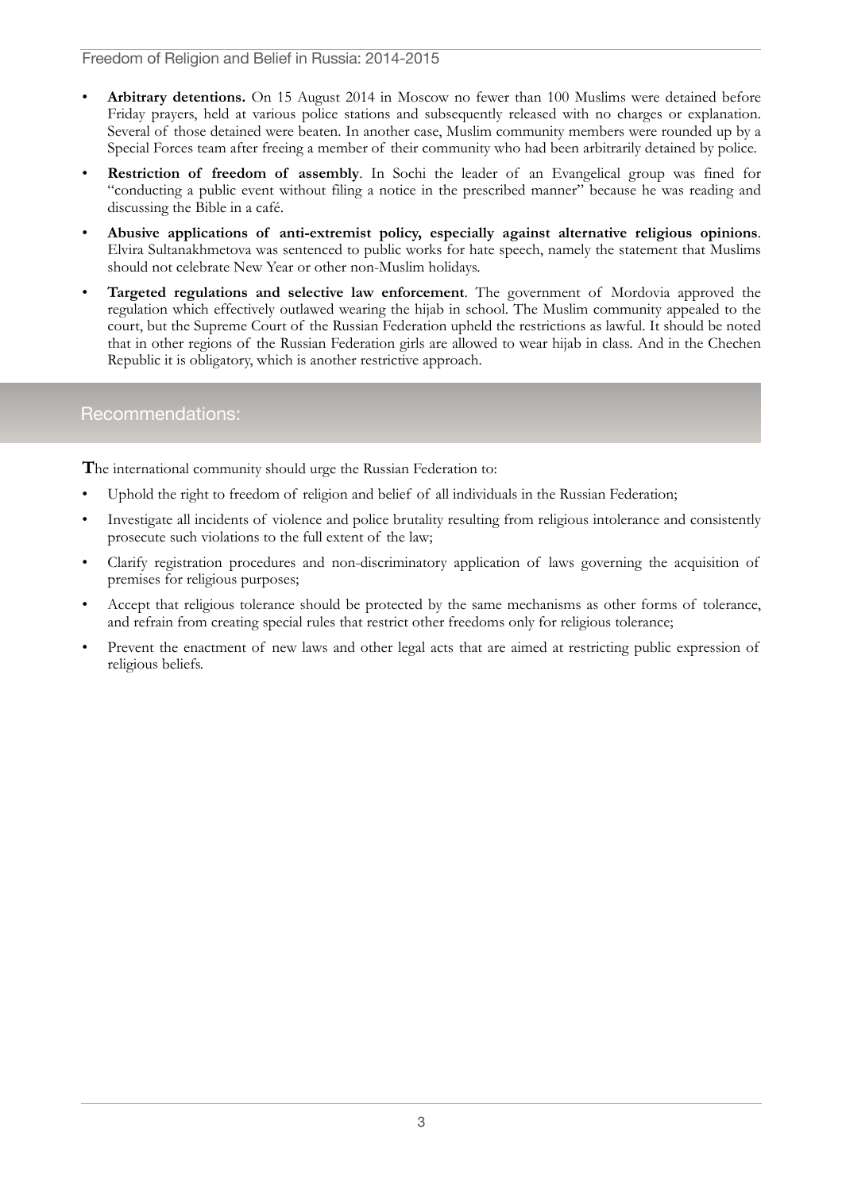- **Arbitrary detentions.** On 15 August 2014 in Moscow no fewer than 100 Muslims were detained before Friday prayers, held at various police stations and subsequently released with no charges or explanation. Several of those detained were beaten. In another case, Muslim community members were rounded up by a Special Forces team after freeing a member of their community who had been arbitrarily detained by police.
- **Restriction of freedom of assembly**. In Sochi the leader of an Evangelical group was fined for "conducting a public event without filing a notice in the prescribed manner" because he was reading and discussing the Bible in a café.
- **Abusive applications of anti-extremist policy, especially against alternative religious opinions**. Elvira Sultanakhmetova was sentenced to public works for hate speech, namely the statement that Muslims should not celebrate New Year or other non-Muslim holidays.
- **Targeted regulations and selective law enforcement**. The government of Mordovia approved the regulation which effectively outlawed wearing the hijab in school. The Muslim community appealed to the court, but the Supreme Court of the Russian Federation upheld the restrictions as lawful. It should be noted that in other regions of the Russian Federation girls are allowed to wear hijab in class. And in the Chechen Republic it is obligatory, which is another restrictive approach.

## Recommendations:

The international community should urge the Russian Federation to:

- Uphold the right to freedom of religion and belief of all individuals in the Russian Federation;
- Investigate all incidents of violence and police brutality resulting from religious intolerance and consistently prosecute such violations to the full extent of the law;
- Clarify registration procedures and non-discriminatory application of laws governing the acquisition of premises for religious purposes;
- Accept that religious tolerance should be protected by the same mechanisms as other forms of tolerance, and refrain from creating special rules that restrict other freedoms only for religious tolerance;
- Prevent the enactment of new laws and other legal acts that are aimed at restricting public expression of religious beliefs.